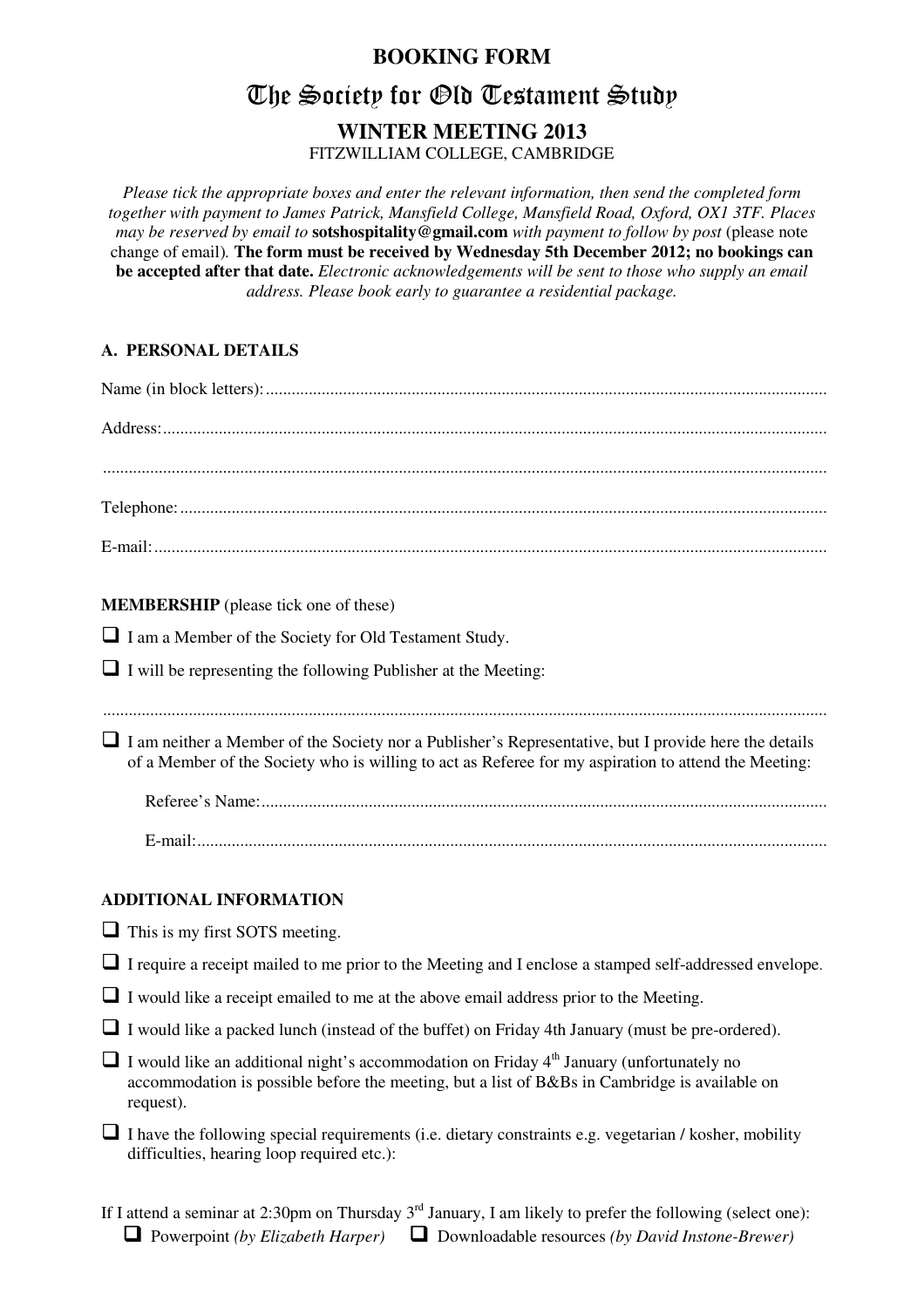# BOOKING FORM

# The Society for Old Testament Study

## WINTER MEETING 2013

FITZWILLIAM COLLEGE, CAMBRIDGE

*Please tick the appropriate boxes and enter the relevant information, then send the completed form together with payment to James Patrick, Mansfield College, Mansfield Road, Oxford, OX1 3TF. Places may be reserved by email to* **sotshospitality@gmail.com** *with payment to follow by post* (please note change of email). **The form must be received by Wednesday 5th December 2012; no bookings can be accepted after that date.** *Electronic acknowledgements will be sent to those who supply an email address. Please book early to guarantee a residential package.*

### A. PERSONAL DETAILS

Name (in block letters): ..........................................................................................................

Address: ..........................................................................................................

..........................................................................................................

Telephone: ..........................................................................................................

E-mail: ..........................................................................................................

**MEMBERSHIP** (please tick one of these)

- ❑ I am a Member of the Society for Old Testament Study.
- ❑ I will be representing the following Publisher at the Meeting:

..........................................................................................................

- ❑ I am neither a Member of the Society nor a Publisher's Representative, but I provide here the details of a Member of the Society who is willing to act as Referee for my aspiration to attend the Meeting:

  Referee's Name: ..........................................................................................................

  E-mail: ..........................................................................................................

**ADDITIONAL INFORMATION**

- ❑ This is my first SOTS meeting.
- ❑ I require a receipt mailed to me prior to the Meeting and I enclose a stamped self-addressed envelope.
- ❑ I would like a receipt emailed to me at the above email address prior to the Meeting.
- ❑ I would like a packed lunch (instead of the buffet) on Friday 4th January (must be pre-ordered).
- ❑ I would like an additional night's accommodation on Friday 4th January (unfortunately no accommodation is possible before the meeting, but a list of B&Bs in Cambridge is available on request).
- ❑ I have the following special requirements (i.e. dietary constraints e.g. vegetarian / kosher, mobility difficulties, hearing loop required etc.):

If I attend a seminar at 2:30pm on Thursday 3rd January, I am likely to prefer the following (select one):

❑ Powerpoint *(by Elizabeth Harper)*    ❑ Downloadable resources *(by David Instone-Brewer)*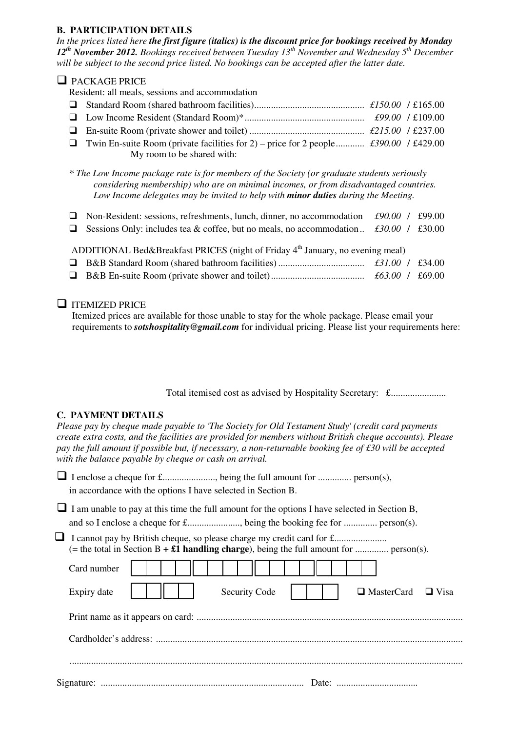## B. PARTICIPATION DETAILS

*In the prices listed here **the first figure (italics) is the discount price for bookings received by Monday 12th November 2012.** Bookings received between Tuesday 13th November and Wednesday 5th December will be subject to the second price listed. No bookings can be accepted after the latter date.*

☐ PACKAGE PRICE

Resident: all meals, sessions and accommodation

- ☐ Standard Room (shared bathroom facilities)............................................. *£150.00* / £165.00
- ☐ Low Income Resident (Standard Room)*................................................. *£99.00* / £109.00
- ☐ En-suite Room (private shower and toilet) ............................................... *£215.00* / £237.00
- ☐ Twin En-suite Room (private facilities for 2) – price for 2 people........... *£390.00* / £429.00
  My room to be shared with:

*\* The Low Income package rate is for members of the Society (or graduate students seriously considering membership) who are on minimal incomes, or from disadvantaged countries. Low Income delegates may be invited to help with **minor duties** during the Meeting.*

- ☐ Non-Resident: sessions, refreshments, lunch, dinner, no accommodation *£90.00* / £99.00
- ☐ Sessions Only: includes tea & coffee, but no meals, no accommodation.. *£30.00* / £30.00

ADDITIONAL Bed&Breakfast PRICES (night of Friday 4th January, no evening meal)

- ☐ B&B Standard Room (shared bathroom facilities)................................... *£31.00* / £34.00
- ☐ B&B En-suite Room (private shower and toilet)...................................... *£63.00* / £69.00

☐ ITEMIZED PRICE

Itemized prices are available for those unable to stay for the whole package. Please email your requirements to ***sotshospitality@gmail.com*** for individual pricing. Please list your requirements here:

Total itemised cost as advised by Hospitality Secretary: £.......................

## C. PAYMENT DETAILS

*Please pay by cheque made payable to 'The Society for Old Testament Study' (credit card payments create extra costs, and the facilities are provided for members without British cheque accounts). Please pay the full amount if possible but, if necessary, a non-returnable booking fee of £30 will be accepted with the balance payable by cheque or cash on arrival.*

☐ I enclose a cheque for £......................, being the full amount for .............. person(s), in accordance with the options I have selected in Section B.

☐ I am unable to pay at this time the full amount for the options I have selected in Section B, and so I enclose a cheque for £......................, being the booking fee for .............. person(s).

☐ I cannot pay by British cheque, so please charge my credit card for £...................... (= the total in Section B **+ £1 handling charge**), being the full amount for .............. person(s).

Card number ☐☐☐☐ ☐☐☐☐ ☐☐☐☐ ☐☐☐☐

Expiry date ☐☐ ☐☐ Security Code ☐☐☐ ☐ MasterCard ☐ Visa

Print name as it appears on card: ..............................................................................................................

Cardholder's address: ...............................................................................................................................

.................................................................................................................................................................

Signature: .................................................................................... Date: .................................